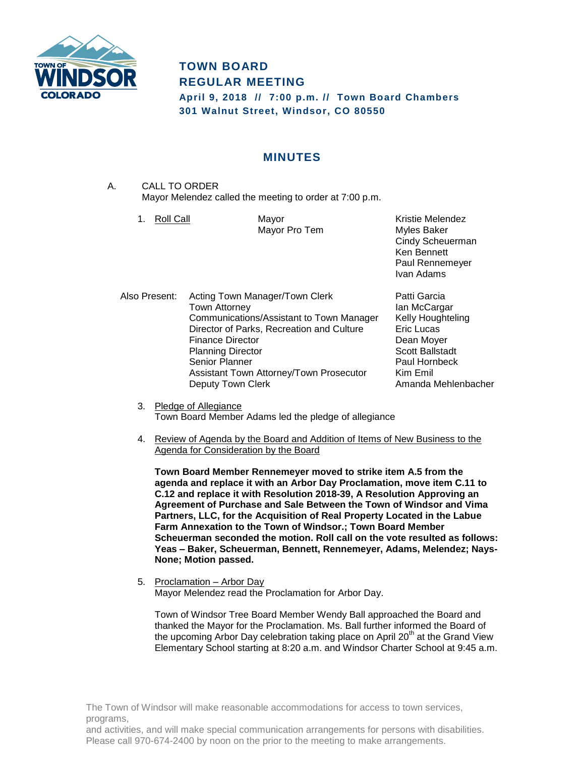# TOWN BOARD
# REGULAR MEETING

**April 9, 2018 // 7:00 p.m. // Town Board Chambers**
**301 Walnut Street, Windsor, CO 80550**

## MINUTES

A. CALL TO ORDER
Mayor Melendez called the meeting to order at 7:00 p.m.

1. Roll Call

| | |
|---|---|
| Mayor | Kristie Melendez |
| Mayor Pro Tem | Myles Baker |
| | Cindy Scheuerman |
| | Ken Bennett |
| | Paul Rennemeyer |
| | Ivan Adams |

Also Present:

| | |
|---|---|
| Acting Town Manager/Town Clerk | Patti Garcia |
| Town Attorney | Ian McCargar |
| Communications/Assistant to Town Manager | Kelly Houghteling |
| Director of Parks, Recreation and Culture | Eric Lucas |
| Finance Director | Dean Moyer |
| Planning Director | Scott Ballstadt |
| Senior Planner | Paul Hornbeck |
| Assistant Town Attorney/Town Prosecutor | Kim Emil |
| Deputy Town Clerk | Amanda Mehlenbacher |

3. Pledge of Allegiance
Town Board Member Adams led the pledge of allegiance

4. Review of Agenda by the Board and Addition of Items of New Business to the Agenda for Consideration by the Board

**Town Board Member Rennemeyer moved to strike item A.5 from the agenda and replace it with an Arbor Day Proclamation, move item C.11 to C.12 and replace it with Resolution 2018-39, A Resolution Approving an Agreement of Purchase and Sale Between the Town of Windsor and Vima Partners, LLC, for the Acquisition of Real Property Located in the Labue Farm Annexation to the Town of Windsor.; Town Board Member Scheuerman seconded the motion. Roll call on the vote resulted as follows: Yeas – Baker, Scheuerman, Bennett, Rennemeyer, Adams, Melendez; Nays-None; Motion passed.**

5. Proclamation – Arbor Day
Mayor Melendez read the Proclamation for Arbor Day.

Town of Windsor Tree Board Member Wendy Ball approached the Board and thanked the Mayor for the Proclamation. Ms. Ball further informed the Board of the upcoming Arbor Day celebration taking place on April 20th at the Grand View Elementary School starting at 8:20 a.m. and Windsor Charter School at 9:45 a.m.

The Town of Windsor will make reasonable accommodations for access to town services, programs,
and activities, and will make special communication arrangements for persons with disabilities. Please call 970-674-2400 by noon on the prior to the meeting to make arrangements.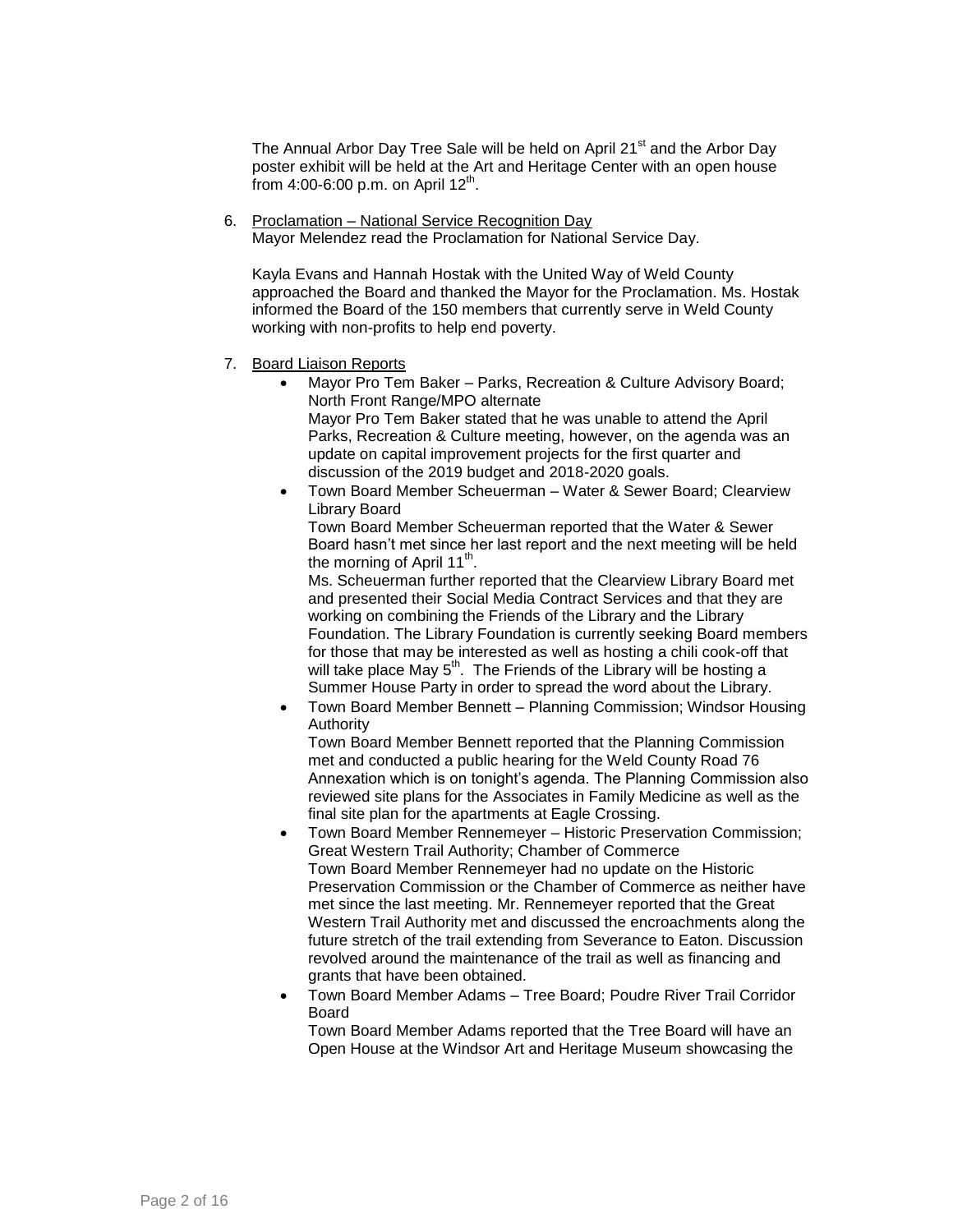The Annual Arbor Day Tree Sale will be held on April 21st and the Arbor Day poster exhibit will be held at the Art and Heritage Center with an open house from 4:00-6:00 p.m. on April 12th.

6. Proclamation – National Service Recognition Day
   Mayor Melendez read the Proclamation for National Service Day.

   Kayla Evans and Hannah Hostak with the United Way of Weld County approached the Board and thanked the Mayor for the Proclamation. Ms. Hostak informed the Board of the 150 members that currently serve in Weld County working with non-profits to help end poverty.

7. Board Liaison Reports
   - Mayor Pro Tem Baker – Parks, Recreation & Culture Advisory Board; North Front Range/MPO alternate
     Mayor Pro Tem Baker stated that he was unable to attend the April Parks, Recreation & Culture meeting, however, on the agenda was an update on capital improvement projects for the first quarter and discussion of the 2019 budget and 2018-2020 goals.
   - Town Board Member Scheuerman – Water & Sewer Board; Clearview Library Board
     Town Board Member Scheuerman reported that the Water & Sewer Board hasn't met since her last report and the next meeting will be held the morning of April 11th.
     Ms. Scheuerman further reported that the Clearview Library Board met and presented their Social Media Contract Services and that they are working on combining the Friends of the Library and the Library Foundation. The Library Foundation is currently seeking Board members for those that may be interested as well as hosting a chili cook-off that will take place May 5th. The Friends of the Library will be hosting a Summer House Party in order to spread the word about the Library.
   - Town Board Member Bennett – Planning Commission; Windsor Housing Authority
     Town Board Member Bennett reported that the Planning Commission met and conducted a public hearing for the Weld County Road 76 Annexation which is on tonight's agenda. The Planning Commission also reviewed site plans for the Associates in Family Medicine as well as the final site plan for the apartments at Eagle Crossing.
   - Town Board Member Rennemeyer – Historic Preservation Commission; Great Western Trail Authority; Chamber of Commerce
     Town Board Member Rennemeyer had no update on the Historic Preservation Commission or the Chamber of Commerce as neither have met since the last meeting. Mr. Rennemeyer reported that the Great Western Trail Authority met and discussed the encroachments along the future stretch of the trail extending from Severance to Eaton. Discussion revolved around the maintenance of the trail as well as financing and grants that have been obtained.
   - Town Board Member Adams – Tree Board; Poudre River Trail Corridor Board
     Town Board Member Adams reported that the Tree Board will have an Open House at the Windsor Art and Heritage Museum showcasing the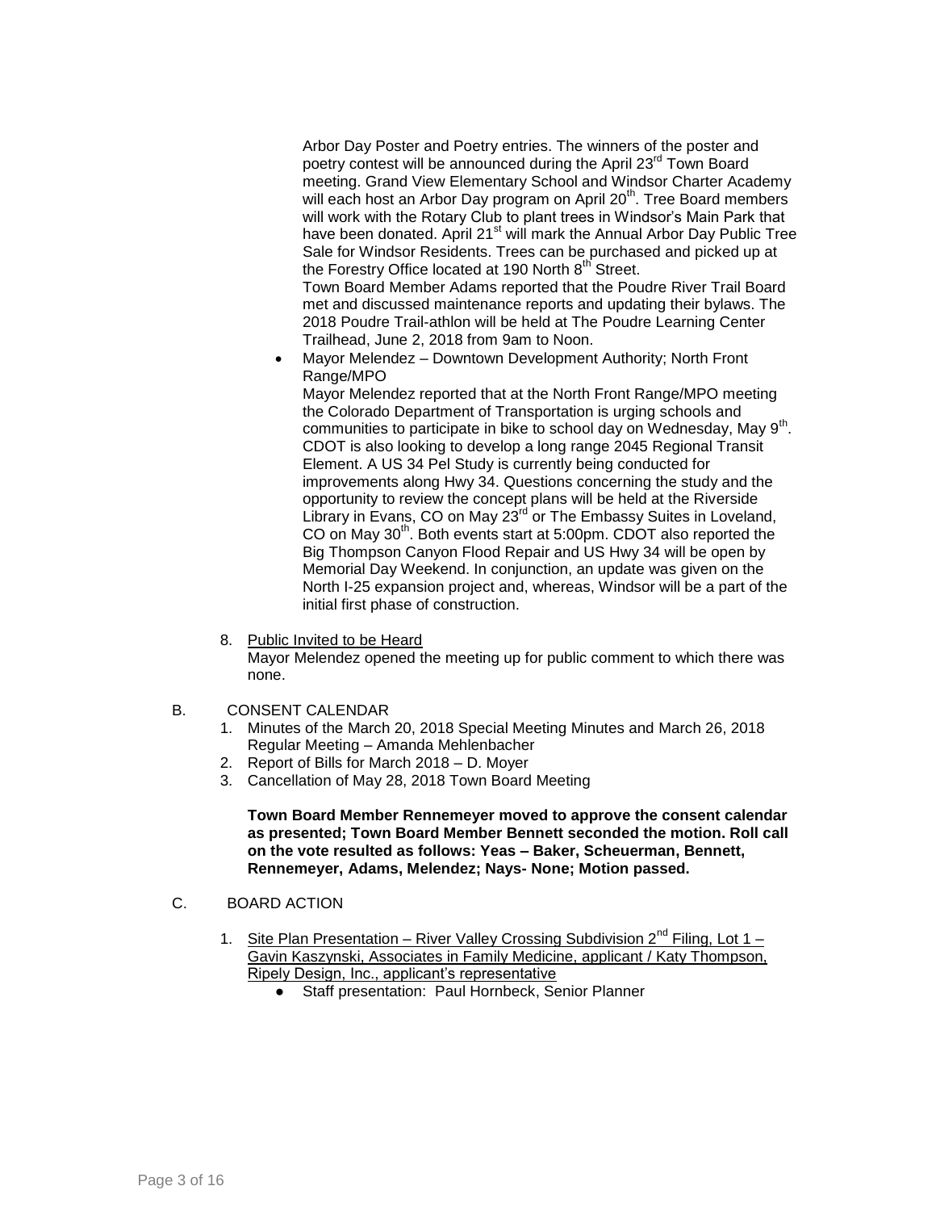Arbor Day Poster and Poetry entries. The winners of the poster and poetry contest will be announced during the April 23rd Town Board meeting. Grand View Elementary School and Windsor Charter Academy will each host an Arbor Day program on April 20th. Tree Board members will work with the Rotary Club to plant trees in Windsor's Main Park that have been donated. April 21st will mark the Annual Arbor Day Public Tree Sale for Windsor Residents. Trees can be purchased and picked up at the Forestry Office located at 190 North 8th Street.
Town Board Member Adams reported that the Poudre River Trail Board met and discussed maintenance reports and updating their bylaws. The 2018 Poudre Trail-athlon will be held at The Poudre Learning Center Trailhead, June 2, 2018 from 9am to Noon.

- Mayor Melendez – Downtown Development Authority; North Front Range/MPO
  Mayor Melendez reported that at the North Front Range/MPO meeting the Colorado Department of Transportation is urging schools and communities to participate in bike to school day on Wednesday, May 9th. CDOT is also looking to develop a long range 2045 Regional Transit Element. A US 34 Pel Study is currently being conducted for improvements along Hwy 34. Questions concerning the study and the opportunity to review the concept plans will be held at the Riverside Library in Evans, CO on May 23rd or The Embassy Suites in Loveland, CO on May 30th. Both events start at 5:00pm. CDOT also reported the Big Thompson Canyon Flood Repair and US Hwy 34 will be open by Memorial Day Weekend. In conjunction, an update was given on the North I-25 expansion project and, whereas, Windsor will be a part of the initial first phase of construction.

8. Public Invited to be Heard
   Mayor Melendez opened the meeting up for public comment to which there was none.

B. CONSENT CALENDAR

1. Minutes of the March 20, 2018 Special Meeting Minutes and March 26, 2018 Regular Meeting – Amanda Mehlenbacher
2. Report of Bills for March 2018 – D. Moyer
3. Cancellation of May 28, 2018 Town Board Meeting

**Town Board Member Rennemeyer moved to approve the consent calendar as presented; Town Board Member Bennett seconded the motion. Roll call on the vote resulted as follows: Yeas – Baker, Scheuerman, Bennett, Rennemeyer, Adams, Melendez; Nays- None; Motion passed.**

C. BOARD ACTION

1. Site Plan Presentation – River Valley Crossing Subdivision 2nd Filing, Lot 1 – Gavin Kaszynski, Associates in Family Medicine, applicant / Katy Thompson, Ripely Design, Inc., applicant's representative
   - Staff presentation: Paul Hornbeck, Senior Planner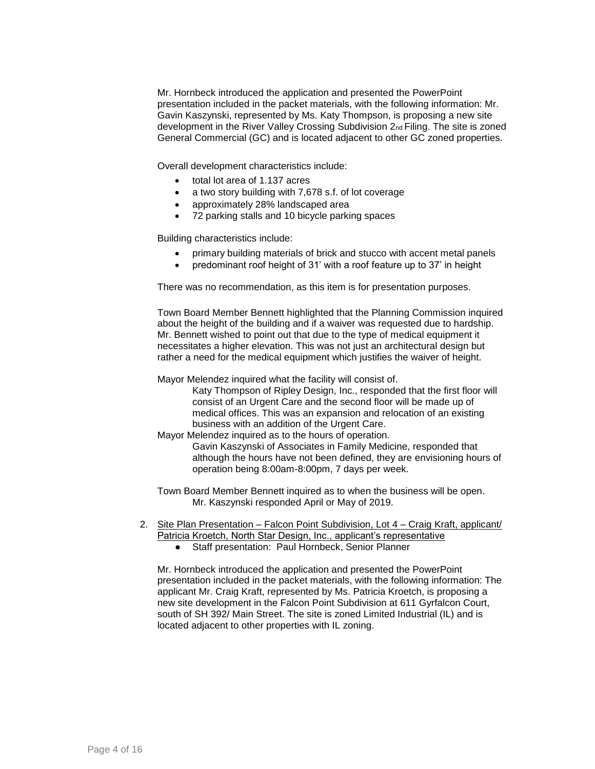Mr. Hornbeck introduced the application and presented the PowerPoint presentation included in the packet materials, with the following information: Mr. Gavin Kaszynski, represented by Ms. Katy Thompson, is proposing a new site development in the River Valley Crossing Subdivision 2nd Filing. The site is zoned General Commercial (GC) and is located adjacent to other GC zoned properties.

Overall development characteristics include:

- total lot area of 1.137 acres
- a two story building with 7,678 s.f. of lot coverage
- approximately 28% landscaped area
- 72 parking stalls and 10 bicycle parking spaces

Building characteristics include:

- primary building materials of brick and stucco with accent metal panels
- predominant roof height of 31' with a roof feature up to 37' in height

There was no recommendation, as this item is for presentation purposes.

Town Board Member Bennett highlighted that the Planning Commission inquired about the height of the building and if a waiver was requested due to hardship. Mr. Bennett wished to point out that due to the type of medical equipment it necessitates a higher elevation. This was not just an architectural design but rather a need for the medical equipment which justifies the waiver of height.

Mayor Melendez inquired what the facility will consist of.

> Katy Thompson of Ripley Design, Inc., responded that the first floor will consist of an Urgent Care and the second floor will be made up of medical offices. This was an expansion and relocation of an existing business with an addition of the Urgent Care.

Mayor Melendez inquired as to the hours of operation.

> Gavin Kaszynski of Associates in Family Medicine, responded that although the hours have not been defined, they are envisioning hours of operation being 8:00am-8:00pm, 7 days per week.

Town Board Member Bennett inquired as to when the business will be open.

> Mr. Kaszynski responded April or May of 2019.

2. Site Plan Presentation – Falcon Point Subdivision, Lot 4 – Craig Kraft, applicant/ Patricia Kroetch, North Star Design, Inc., applicant's representative
   - Staff presentation: Paul Hornbeck, Senior Planner

Mr. Hornbeck introduced the application and presented the PowerPoint presentation included in the packet materials, with the following information: The applicant Mr. Craig Kraft, represented by Ms. Patricia Kroetch, is proposing a new site development in the Falcon Point Subdivision at 611 Gyrfalcon Court, south of SH 392/ Main Street. The site is zoned Limited Industrial (IL) and is located adjacent to other properties with IL zoning.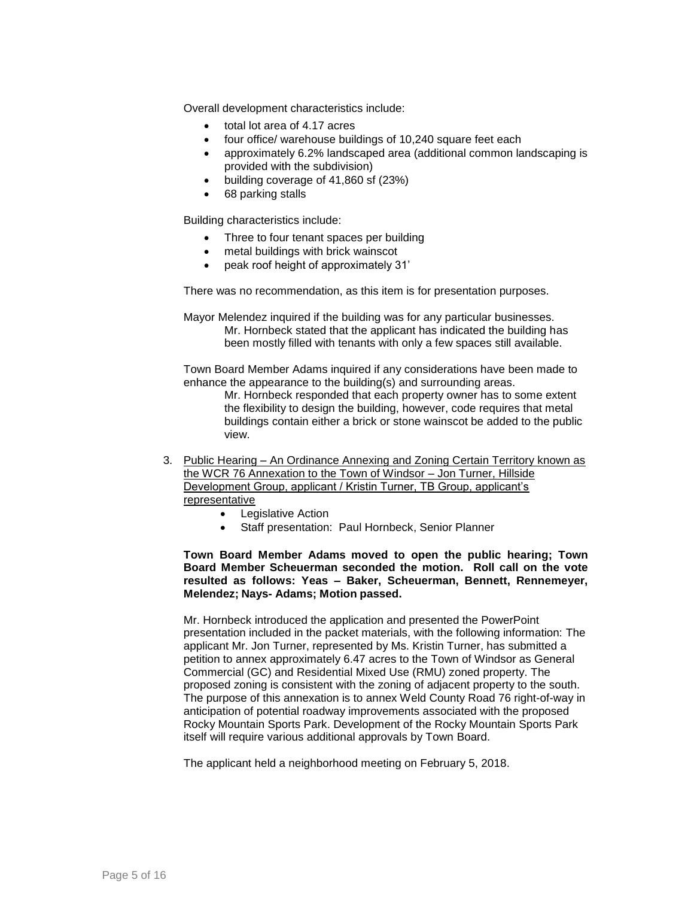Overall development characteristics include:

- total lot area of 4.17 acres
- four office/ warehouse buildings of 10,240 square feet each
- approximately 6.2% landscaped area (additional common landscaping is provided with the subdivision)
- building coverage of 41,860 sf (23%)
- 68 parking stalls

Building characteristics include:

- Three to four tenant spaces per building
- metal buildings with brick wainscot
- peak roof height of approximately 31'

There was no recommendation, as this item is for presentation purposes.

Mayor Melendez inquired if the building was for any particular businesses.
    Mr. Hornbeck stated that the applicant has indicated the building has been mostly filled with tenants with only a few spaces still available.

Town Board Member Adams inquired if any considerations have been made to enhance the appearance to the building(s) and surrounding areas.
    Mr. Hornbeck responded that each property owner has to some extent the flexibility to design the building, however, code requires that metal buildings contain either a brick or stone wainscot be added to the public view.

3. Public Hearing – An Ordinance Annexing and Zoning Certain Territory known as the WCR 76 Annexation to the Town of Windsor – Jon Turner, Hillside Development Group, applicant / Kristin Turner, TB Group, applicant's representative
    - Legislative Action
    - Staff presentation: Paul Hornbeck, Senior Planner

**Town Board Member Adams moved to open the public hearing; Town Board Member Scheuerman seconded the motion. Roll call on the vote resulted as follows: Yeas – Baker, Scheuerman, Bennett, Rennemeyer, Melendez; Nays- Adams; Motion passed.**

Mr. Hornbeck introduced the application and presented the PowerPoint presentation included in the packet materials, with the following information: The applicant Mr. Jon Turner, represented by Ms. Kristin Turner, has submitted a petition to annex approximately 6.47 acres to the Town of Windsor as General Commercial (GC) and Residential Mixed Use (RMU) zoned property. The proposed zoning is consistent with the zoning of adjacent property to the south. The purpose of this annexation is to annex Weld County Road 76 right-of-way in anticipation of potential roadway improvements associated with the proposed Rocky Mountain Sports Park. Development of the Rocky Mountain Sports Park itself will require various additional approvals by Town Board.

The applicant held a neighborhood meeting on February 5, 2018.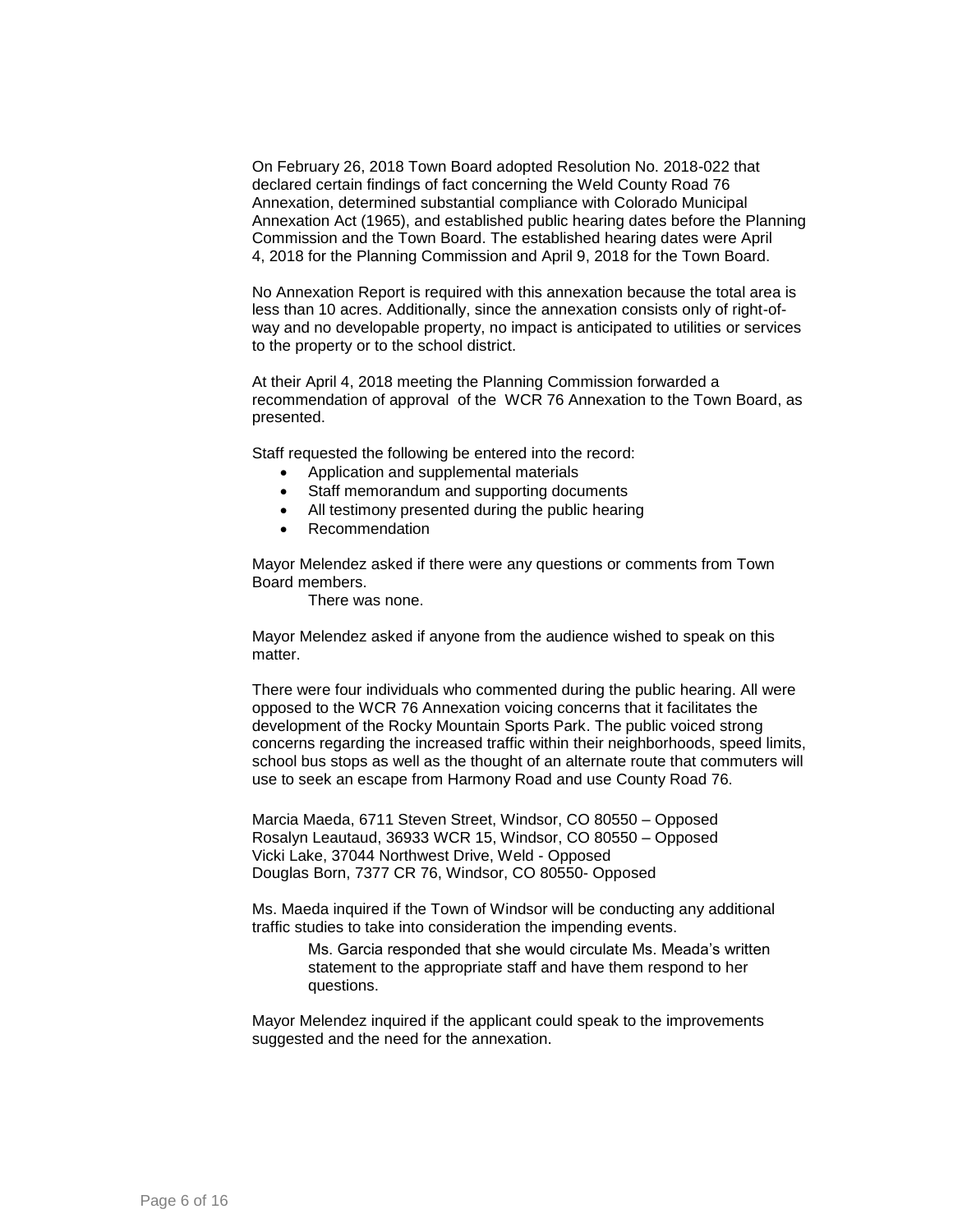On February 26, 2018 Town Board adopted Resolution No. 2018-022 that declared certain findings of fact concerning the Weld County Road 76 Annexation, determined substantial compliance with Colorado Municipal Annexation Act (1965), and established public hearing dates before the Planning Commission and the Town Board. The established hearing dates were April 4, 2018 for the Planning Commission and April 9, 2018 for the Town Board.

No Annexation Report is required with this annexation because the total area is less than 10 acres. Additionally, since the annexation consists only of right-of-way and no developable property, no impact is anticipated to utilities or services to the property or to the school district.

At their April 4, 2018 meeting the Planning Commission forwarded a recommendation of approval of the WCR 76 Annexation to the Town Board, as presented.

Staff requested the following be entered into the record:

- Application and supplemental materials
- Staff memorandum and supporting documents
- All testimony presented during the public hearing
- Recommendation

Mayor Melendez asked if there were any questions or comments from Town Board members.

There was none.

Mayor Melendez asked if anyone from the audience wished to speak on this matter.

There were four individuals who commented during the public hearing. All were opposed to the WCR 76 Annexation voicing concerns that it facilitates the development of the Rocky Mountain Sports Park. The public voiced strong concerns regarding the increased traffic within their neighborhoods, speed limits, school bus stops as well as the thought of an alternate route that commuters will use to seek an escape from Harmony Road and use County Road 76.

Marcia Maeda, 6711 Steven Street, Windsor, CO 80550 – Opposed
Rosalyn Leautaud, 36933 WCR 15, Windsor, CO 80550 – Opposed
Vicki Lake, 37044 Northwest Drive, Weld - Opposed
Douglas Born, 7377 CR 76, Windsor, CO 80550- Opposed

Ms. Maeda inquired if the Town of Windsor will be conducting any additional traffic studies to take into consideration the impending events.

Ms. Garcia responded that she would circulate Ms. Meada's written statement to the appropriate staff and have them respond to her questions.

Mayor Melendez inquired if the applicant could speak to the improvements suggested and the need for the annexation.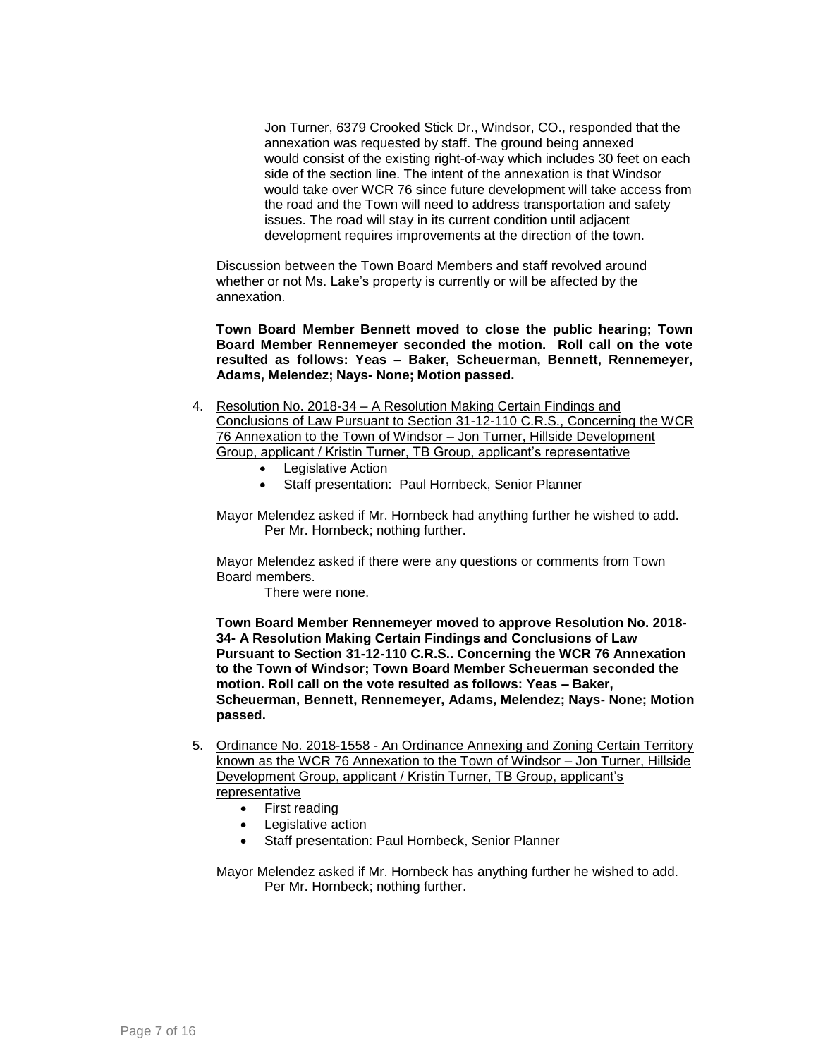Jon Turner, 6379 Crooked Stick Dr., Windsor, CO., responded that the annexation was requested by staff. The ground being annexed would consist of the existing right-of-way which includes 30 feet on each side of the section line. The intent of the annexation is that Windsor would take over WCR 76 since future development will take access from the road and the Town will need to address transportation and safety issues. The road will stay in its current condition until adjacent development requires improvements at the direction of the town.

Discussion between the Town Board Members and staff revolved around whether or not Ms. Lake's property is currently or will be affected by the annexation.

**Town Board Member Bennett moved to close the public hearing; Town Board Member Rennemeyer seconded the motion. Roll call on the vote resulted as follows: Yeas – Baker, Scheuerman, Bennett, Rennemeyer, Adams, Melendez; Nays- None; Motion passed.**

4. Resolution No. 2018-34 – A Resolution Making Certain Findings and Conclusions of Law Pursuant to Section 31-12-110 C.R.S., Concerning the WCR 76 Annexation to the Town of Windsor – Jon Turner, Hillside Development Group, applicant / Kristin Turner, TB Group, applicant's representative
   - Legislative Action
   - Staff presentation: Paul Hornbeck, Senior Planner

   Mayor Melendez asked if Mr. Hornbeck had anything further he wished to add.
   Per Mr. Hornbeck; nothing further.

   Mayor Melendez asked if there were any questions or comments from Town Board members.
   There were none.

   **Town Board Member Rennemeyer moved to approve Resolution No. 2018-34- A Resolution Making Certain Findings and Conclusions of Law Pursuant to Section 31-12-110 C.R.S.. Concerning the WCR 76 Annexation to the Town of Windsor; Town Board Member Scheuerman seconded the motion. Roll call on the vote resulted as follows: Yeas – Baker, Scheuerman, Bennett, Rennemeyer, Adams, Melendez; Nays- None; Motion passed.**

5. Ordinance No. 2018-1558 - An Ordinance Annexing and Zoning Certain Territory known as the WCR 76 Annexation to the Town of Windsor – Jon Turner, Hillside Development Group, applicant / Kristin Turner, TB Group, applicant's representative
   - First reading
   - Legislative action
   - Staff presentation: Paul Hornbeck, Senior Planner

   Mayor Melendez asked if Mr. Hornbeck has anything further he wished to add.
   Per Mr. Hornbeck; nothing further.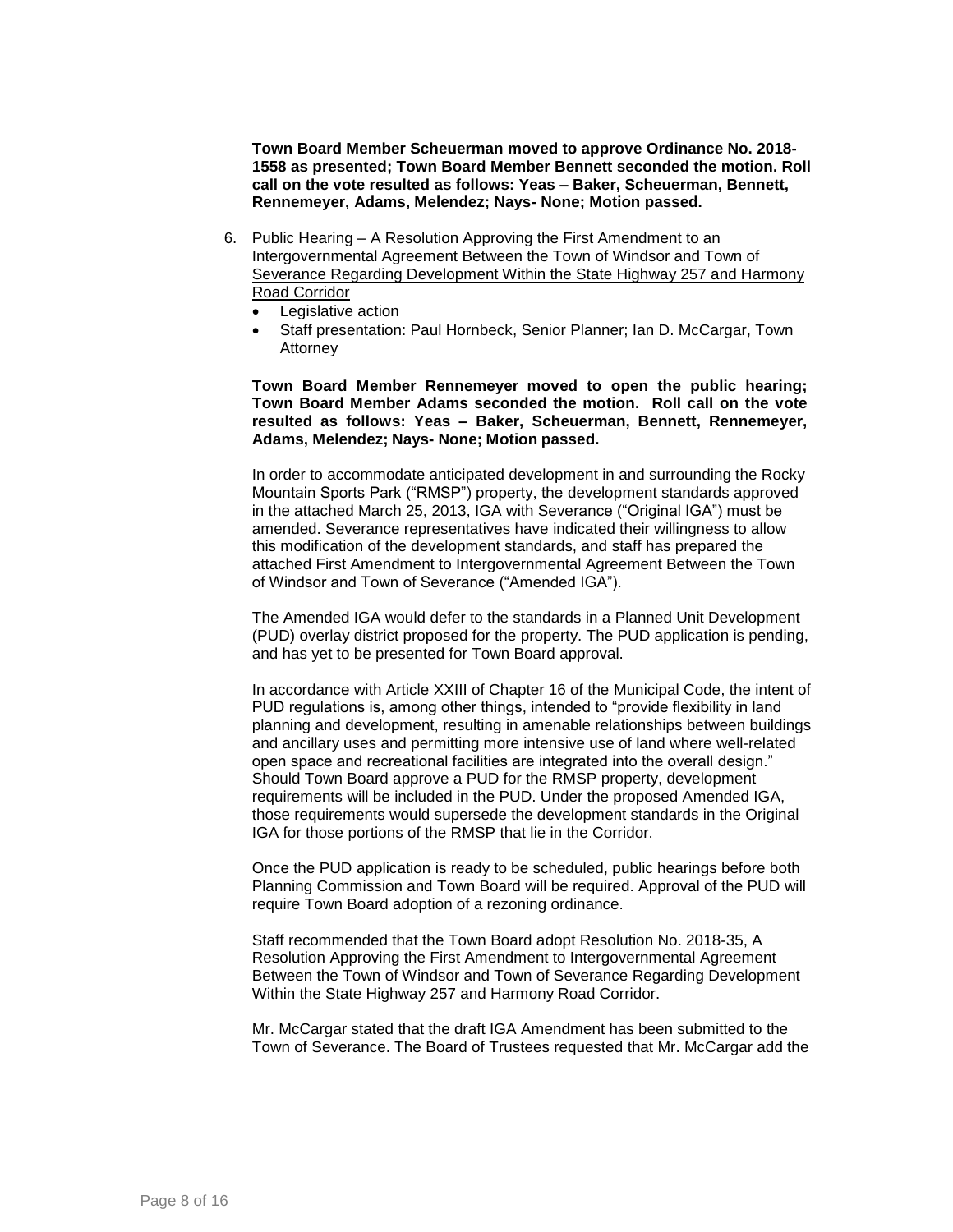**Town Board Member Scheuerman moved to approve Ordinance No. 2018-1558 as presented; Town Board Member Bennett seconded the motion. Roll call on the vote resulted as follows: Yeas – Baker, Scheuerman, Bennett, Rennemeyer, Adams, Melendez; Nays- None; Motion passed.**

6. Public Hearing – A Resolution Approving the First Amendment to an Intergovernmental Agreement Between the Town of Windsor and Town of Severance Regarding Development Within the State Highway 257 and Harmony Road Corridor
   - Legislative action
   - Staff presentation: Paul Hornbeck, Senior Planner; Ian D. McCargar, Town Attorney

   **Town Board Member Rennemeyer moved to open the public hearing; Town Board Member Adams seconded the motion. Roll call on the vote resulted as follows: Yeas – Baker, Scheuerman, Bennett, Rennemeyer, Adams, Melendez; Nays- None; Motion passed.**

   In order to accommodate anticipated development in and surrounding the Rocky Mountain Sports Park ("RMSP") property, the development standards approved in the attached March 25, 2013, IGA with Severance ("Original IGA") must be amended. Severance representatives have indicated their willingness to allow this modification of the development standards, and staff has prepared the attached First Amendment to Intergovernmental Agreement Between the Town of Windsor and Town of Severance ("Amended IGA").

   The Amended IGA would defer to the standards in a Planned Unit Development (PUD) overlay district proposed for the property. The PUD application is pending, and has yet to be presented for Town Board approval.

   In accordance with Article XXIII of Chapter 16 of the Municipal Code, the intent of PUD regulations is, among other things, intended to "provide flexibility in land planning and development, resulting in amenable relationships between buildings and ancillary uses and permitting more intensive use of land where well-related open space and recreational facilities are integrated into the overall design." Should Town Board approve a PUD for the RMSP property, development requirements will be included in the PUD. Under the proposed Amended IGA, those requirements would supersede the development standards in the Original IGA for those portions of the RMSP that lie in the Corridor.

   Once the PUD application is ready to be scheduled, public hearings before both Planning Commission and Town Board will be required. Approval of the PUD will require Town Board adoption of a rezoning ordinance.

   Staff recommended that the Town Board adopt Resolution No. 2018-35, A Resolution Approving the First Amendment to Intergovernmental Agreement Between the Town of Windsor and Town of Severance Regarding Development Within the State Highway 257 and Harmony Road Corridor.

   Mr. McCargar stated that the draft IGA Amendment has been submitted to the Town of Severance. The Board of Trustees requested that Mr. McCargar add the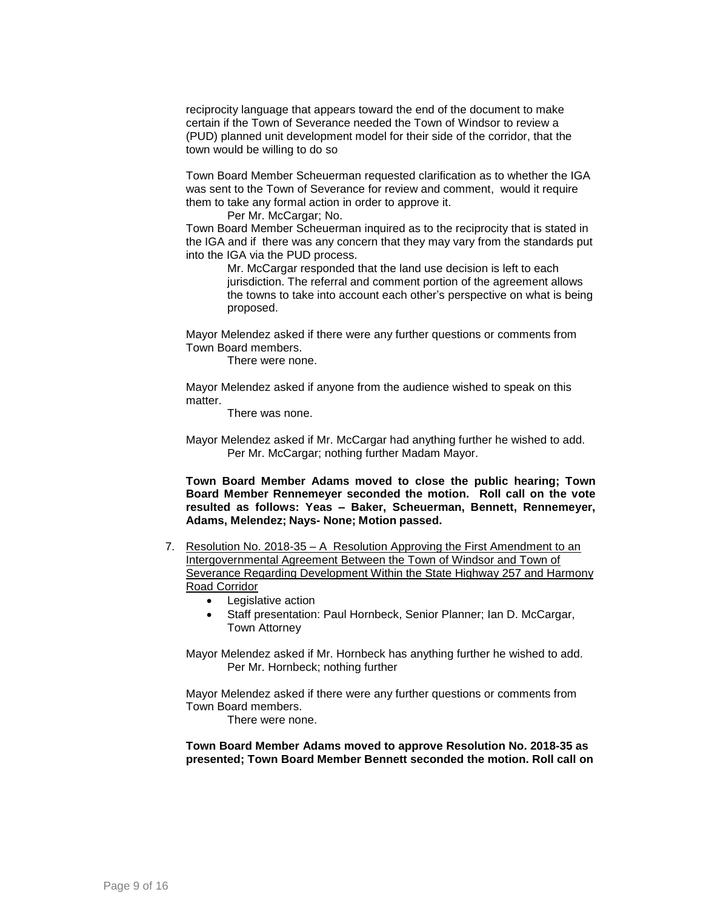reciprocity language that appears toward the end of the document to make certain if the Town of Severance needed the Town of Windsor to review a (PUD) planned unit development model for their side of the corridor, that the town would be willing to do so

Town Board Member Scheuerman requested clarification as to whether the IGA was sent to the Town of Severance for review and comment, would it require them to take any formal action in order to approve it.

Per Mr. McCargar; No.

Town Board Member Scheuerman inquired as to the reciprocity that is stated in the IGA and if there was any concern that they may vary from the standards put into the IGA via the PUD process.

Mr. McCargar responded that the land use decision is left to each jurisdiction. The referral and comment portion of the agreement allows the towns to take into account each other's perspective on what is being proposed.

Mayor Melendez asked if there were any further questions or comments from Town Board members.

There were none.

Mayor Melendez asked if anyone from the audience wished to speak on this matter.

There was none.

Mayor Melendez asked if Mr. McCargar had anything further he wished to add.

Per Mr. McCargar; nothing further Madam Mayor.

**Town Board Member Adams moved to close the public hearing; Town Board Member Rennemeyer seconded the motion. Roll call on the vote resulted as follows: Yeas – Baker, Scheuerman, Bennett, Rennemeyer, Adams, Melendez; Nays- None; Motion passed.**

7. Resolution No. 2018-35 – A Resolution Approving the First Amendment to an Intergovernmental Agreement Between the Town of Windsor and Town of Severance Regarding Development Within the State Highway 257 and Harmony Road Corridor
   - Legislative action
   - Staff presentation: Paul Hornbeck, Senior Planner; Ian D. McCargar, Town Attorney

   Mayor Melendez asked if Mr. Hornbeck has anything further he wished to add.

   Per Mr. Hornbeck; nothing further

   Mayor Melendez asked if there were any further questions or comments from Town Board members.

   There were none.

   **Town Board Member Adams moved to approve Resolution No. 2018-35 as presented; Town Board Member Bennett seconded the motion. Roll call on**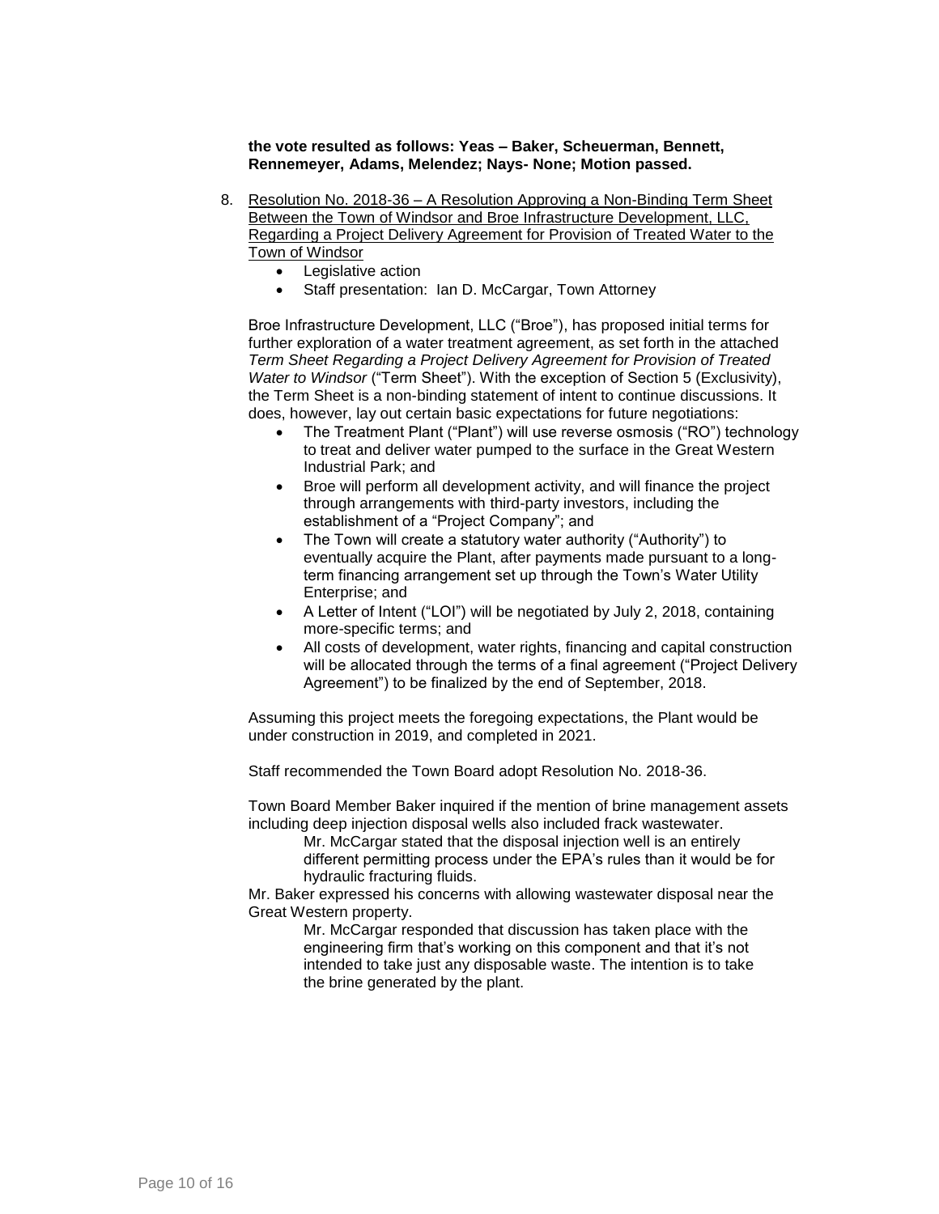**the vote resulted as follows: Yeas – Baker, Scheuerman, Bennett, Rennemeyer, Adams, Melendez; Nays- None; Motion passed.**

8. Resolution No. 2018-36 – A Resolution Approving a Non-Binding Term Sheet Between the Town of Windsor and Broe Infrastructure Development, LLC, Regarding a Project Delivery Agreement for Provision of Treated Water to the Town of Windsor
   - Legislative action
   - Staff presentation: Ian D. McCargar, Town Attorney

   Broe Infrastructure Development, LLC ("Broe"), has proposed initial terms for further exploration of a water treatment agreement, as set forth in the attached *Term Sheet Regarding a Project Delivery Agreement for Provision of Treated Water to Windsor* ("Term Sheet"). With the exception of Section 5 (Exclusivity), the Term Sheet is a non-binding statement of intent to continue discussions. It does, however, lay out certain basic expectations for future negotiations:
   - The Treatment Plant ("Plant") will use reverse osmosis ("RO") technology to treat and deliver water pumped to the surface in the Great Western Industrial Park; and
   - Broe will perform all development activity, and will finance the project through arrangements with third-party investors, including the establishment of a "Project Company"; and
   - The Town will create a statutory water authority ("Authority") to eventually acquire the Plant, after payments made pursuant to a long-term financing arrangement set up through the Town's Water Utility Enterprise; and
   - A Letter of Intent ("LOI") will be negotiated by July 2, 2018, containing more-specific terms; and
   - All costs of development, water rights, financing and capital construction will be allocated through the terms of a final agreement ("Project Delivery Agreement") to be finalized by the end of September, 2018.

   Assuming this project meets the foregoing expectations, the Plant would be under construction in 2019, and completed in 2021.

   Staff recommended the Town Board adopt Resolution No. 2018-36.

   Town Board Member Baker inquired if the mention of brine management assets including deep injection disposal wells also included frack wastewater.

   > Mr. McCargar stated that the disposal injection well is an entirely different permitting process under the EPA's rules than it would be for hydraulic fracturing fluids.

   Mr. Baker expressed his concerns with allowing wastewater disposal near the Great Western property.

   > Mr. McCargar responded that discussion has taken place with the engineering firm that's working on this component and that it's not intended to take just any disposable waste. The intention is to take the brine generated by the plant.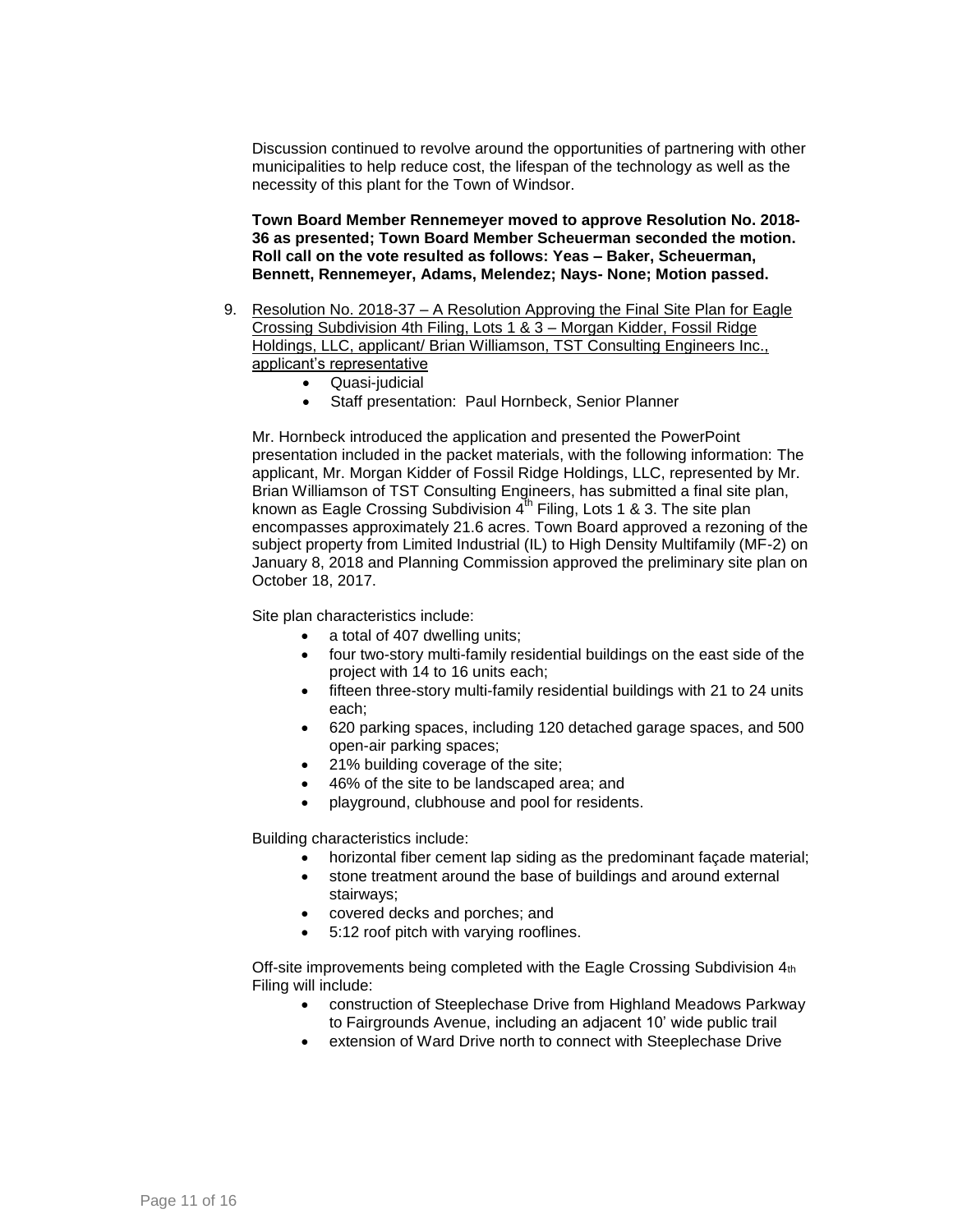Discussion continued to revolve around the opportunities of partnering with other municipalities to help reduce cost, the lifespan of the technology as well as the necessity of this plant for the Town of Windsor.

**Town Board Member Rennemeyer moved to approve Resolution No. 2018-36 as presented; Town Board Member Scheuerman seconded the motion. Roll call on the vote resulted as follows: Yeas – Baker, Scheuerman, Bennett, Rennemeyer, Adams, Melendez; Nays- None; Motion passed.**

9. Resolution No. 2018-37 – A Resolution Approving the Final Site Plan for Eagle Crossing Subdivision 4th Filing, Lots 1 & 3 – Morgan Kidder, Fossil Ridge Holdings, LLC, applicant/ Brian Williamson, TST Consulting Engineers Inc., applicant's representative
   - Quasi-judicial
   - Staff presentation: Paul Hornbeck, Senior Planner

   Mr. Hornbeck introduced the application and presented the PowerPoint presentation included in the packet materials, with the following information: The applicant, Mr. Morgan Kidder of Fossil Ridge Holdings, LLC, represented by Mr. Brian Williamson of TST Consulting Engineers, has submitted a final site plan, known as Eagle Crossing Subdivision 4th Filing, Lots 1 & 3. The site plan encompasses approximately 21.6 acres. Town Board approved a rezoning of the subject property from Limited Industrial (IL) to High Density Multifamily (MF-2) on January 8, 2018 and Planning Commission approved the preliminary site plan on October 18, 2017.

   Site plan characteristics include:
   - a total of 407 dwelling units;
   - four two-story multi-family residential buildings on the east side of the project with 14 to 16 units each;
   - fifteen three-story multi-family residential buildings with 21 to 24 units each;
   - 620 parking spaces, including 120 detached garage spaces, and 500 open-air parking spaces;
   - 21% building coverage of the site;
   - 46% of the site to be landscaped area; and
   - playground, clubhouse and pool for residents.

   Building characteristics include:
   - horizontal fiber cement lap siding as the predominant façade material;
   - stone treatment around the base of buildings and around external stairways;
   - covered decks and porches; and
   - 5:12 roof pitch with varying rooflines.

   Off-site improvements being completed with the Eagle Crossing Subdivision 4th Filing will include:
   - construction of Steeplechase Drive from Highland Meadows Parkway to Fairgrounds Avenue, including an adjacent 10' wide public trail
   - extension of Ward Drive north to connect with Steeplechase Drive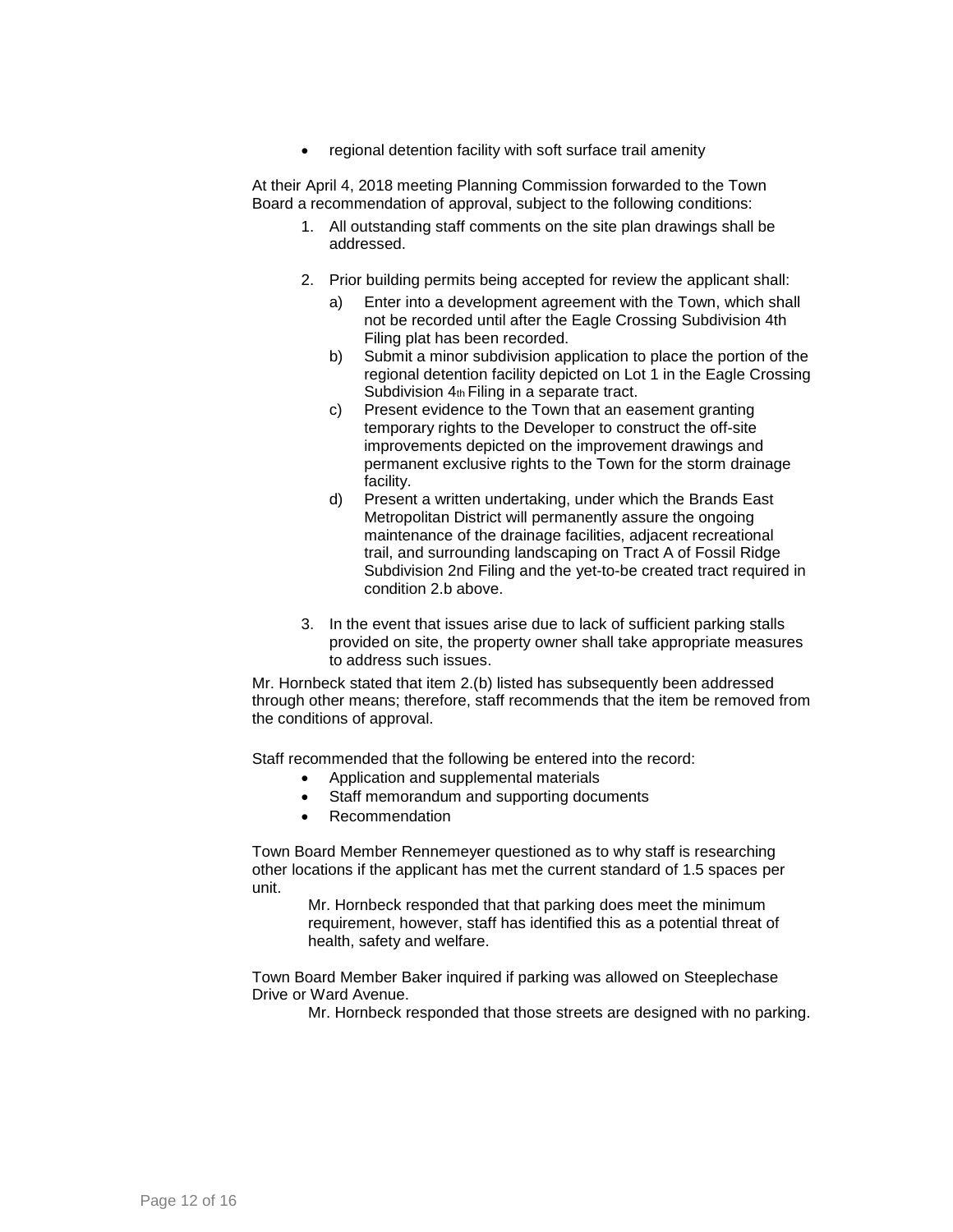- regional detention facility with soft surface trail amenity

At their April 4, 2018 meeting Planning Commission forwarded to the Town Board a recommendation of approval, subject to the following conditions:

1. All outstanding staff comments on the site plan drawings shall be addressed.

2. Prior building permits being accepted for review the applicant shall:
   a) Enter into a development agreement with the Town, which shall not be recorded until after the Eagle Crossing Subdivision 4th Filing plat has been recorded.
   b) Submit a minor subdivision application to place the portion of the regional detention facility depicted on Lot 1 in the Eagle Crossing Subdivision 4th Filing in a separate tract.
   c) Present evidence to the Town that an easement granting temporary rights to the Developer to construct the off-site improvements depicted on the improvement drawings and permanent exclusive rights to the Town for the storm drainage facility.
   d) Present a written undertaking, under which the Brands East Metropolitan District will permanently assure the ongoing maintenance of the drainage facilities, adjacent recreational trail, and surrounding landscaping on Tract A of Fossil Ridge Subdivision 2nd Filing and the yet-to-be created tract required in condition 2.b above.

3. In the event that issues arise due to lack of sufficient parking stalls provided on site, the property owner shall take appropriate measures to address such issues.

Mr. Hornbeck stated that item 2.(b) listed has subsequently been addressed through other means; therefore, staff recommends that the item be removed from the conditions of approval.

Staff recommended that the following be entered into the record:

- Application and supplemental materials
- Staff memorandum and supporting documents
- Recommendation

Town Board Member Rennemeyer questioned as to why staff is researching other locations if the applicant has met the current standard of 1.5 spaces per unit.

> Mr. Hornbeck responded that that parking does meet the minimum requirement, however, staff has identified this as a potential threat of health, safety and welfare.

Town Board Member Baker inquired if parking was allowed on Steeplechase Drive or Ward Avenue.

> Mr. Hornbeck responded that those streets are designed with no parking.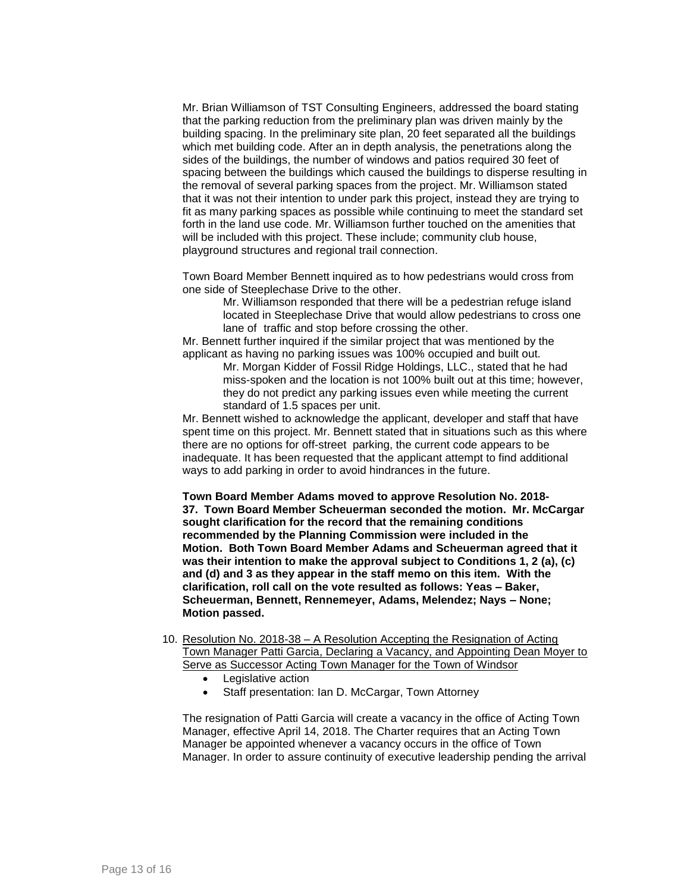Mr. Brian Williamson of TST Consulting Engineers, addressed the board stating that the parking reduction from the preliminary plan was driven mainly by the building spacing. In the preliminary site plan, 20 feet separated all the buildings which met building code. After an in depth analysis, the penetrations along the sides of the buildings, the number of windows and patios required 30 feet of spacing between the buildings which caused the buildings to disperse resulting in the removal of several parking spaces from the project. Mr. Williamson stated that it was not their intention to under park this project, instead they are trying to fit as many parking spaces as possible while continuing to meet the standard set forth in the land use code. Mr. Williamson further touched on the amenities that will be included with this project. These include; community club house, playground structures and regional trail connection.

Town Board Member Bennett inquired as to how pedestrians would cross from one side of Steeplechase Drive to the other.

> Mr. Williamson responded that there will be a pedestrian refuge island located in Steeplechase Drive that would allow pedestrians to cross one lane of traffic and stop before crossing the other.

Mr. Bennett further inquired if the similar project that was mentioned by the applicant as having no parking issues was 100% occupied and built out.

> Mr. Morgan Kidder of Fossil Ridge Holdings, LLC., stated that he had miss-spoken and the location is not 100% built out at this time; however, they do not predict any parking issues even while meeting the current standard of 1.5 spaces per unit.

Mr. Bennett wished to acknowledge the applicant, developer and staff that have spent time on this project. Mr. Bennett stated that in situations such as this where there are no options for off-street parking, the current code appears to be inadequate. It has been requested that the applicant attempt to find additional ways to add parking in order to avoid hindrances in the future.

**Town Board Member Adams moved to approve Resolution No. 2018-37. Town Board Member Scheuerman seconded the motion. Mr. McCargar sought clarification for the record that the remaining conditions recommended by the Planning Commission were included in the Motion. Both Town Board Member Adams and Scheuerman agreed that it was their intention to make the approval subject to Conditions 1, 2 (a), (c) and (d) and 3 as they appear in the staff memo on this item. With the clarification, roll call on the vote resulted as follows: Yeas – Baker, Scheuerman, Bennett, Rennemeyer, Adams, Melendez; Nays – None; Motion passed.**

10. <u>Resolution No. 2018-38 – A Resolution Accepting the Resignation of Acting Town Manager Patti Garcia, Declaring a Vacancy, and Appointing Dean Moyer to Serve as Successor Acting Town Manager for the Town of Windsor</u>
    - Legislative action
    - Staff presentation: Ian D. McCargar, Town Attorney

The resignation of Patti Garcia will create a vacancy in the office of Acting Town Manager, effective April 14, 2018. The Charter requires that an Acting Town Manager be appointed whenever a vacancy occurs in the office of Town Manager. In order to assure continuity of executive leadership pending the arrival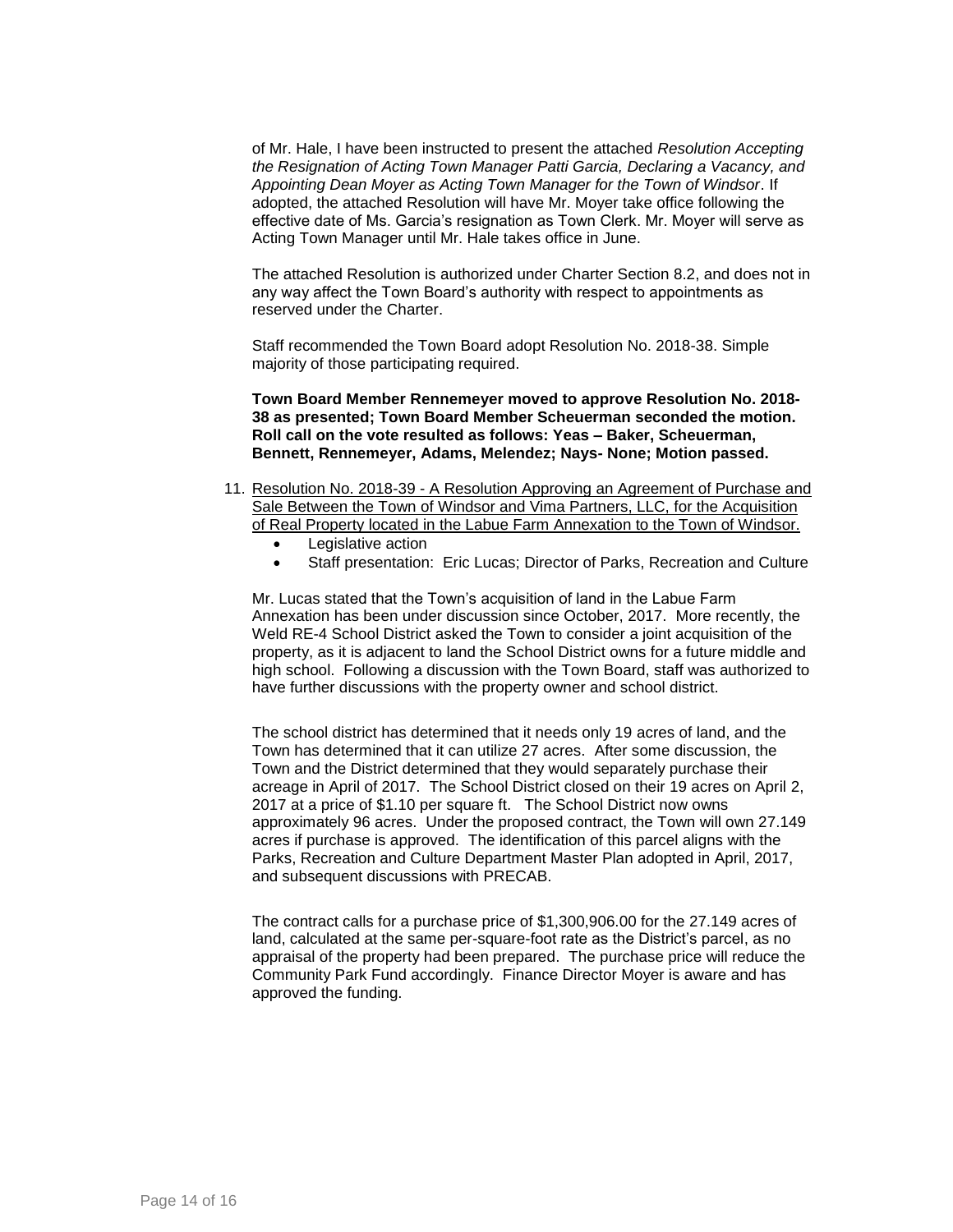of Mr. Hale, I have been instructed to present the attached *Resolution Accepting the Resignation of Acting Town Manager Patti Garcia, Declaring a Vacancy, and Appointing Dean Moyer as Acting Town Manager for the Town of Windsor*. If adopted, the attached Resolution will have Mr. Moyer take office following the effective date of Ms. Garcia's resignation as Town Clerk. Mr. Moyer will serve as Acting Town Manager until Mr. Hale takes office in June.

The attached Resolution is authorized under Charter Section 8.2, and does not in any way affect the Town Board's authority with respect to appointments as reserved under the Charter.

Staff recommended the Town Board adopt Resolution No. 2018-38. Simple majority of those participating required.

**Town Board Member Rennemeyer moved to approve Resolution No. 2018-38 as presented; Town Board Member Scheuerman seconded the motion. Roll call on the vote resulted as follows: Yeas – Baker, Scheuerman, Bennett, Rennemeyer, Adams, Melendez; Nays- None; Motion passed.**

11. Resolution No. 2018-39 - A Resolution Approving an Agreement of Purchase and Sale Between the Town of Windsor and Vima Partners, LLC, for the Acquisition of Real Property located in the Labue Farm Annexation to the Town of Windsor.
    - Legislative action
    - Staff presentation: Eric Lucas; Director of Parks, Recreation and Culture

Mr. Lucas stated that the Town's acquisition of land in the Labue Farm Annexation has been under discussion since October, 2017. More recently, the Weld RE-4 School District asked the Town to consider a joint acquisition of the property, as it is adjacent to land the School District owns for a future middle and high school. Following a discussion with the Town Board, staff was authorized to have further discussions with the property owner and school district.

The school district has determined that it needs only 19 acres of land, and the Town has determined that it can utilize 27 acres. After some discussion, the Town and the District determined that they would separately purchase their acreage in April of 2017. The School District closed on their 19 acres on April 2, 2017 at a price of $1.10 per square ft. The School District now owns approximately 96 acres. Under the proposed contract, the Town will own 27.149 acres if purchase is approved. The identification of this parcel aligns with the Parks, Recreation and Culture Department Master Plan adopted in April, 2017, and subsequent discussions with PRECAB.

The contract calls for a purchase price of $1,300,906.00 for the 27.149 acres of land, calculated at the same per-square-foot rate as the District's parcel, as no appraisal of the property had been prepared. The purchase price will reduce the Community Park Fund accordingly. Finance Director Moyer is aware and has approved the funding.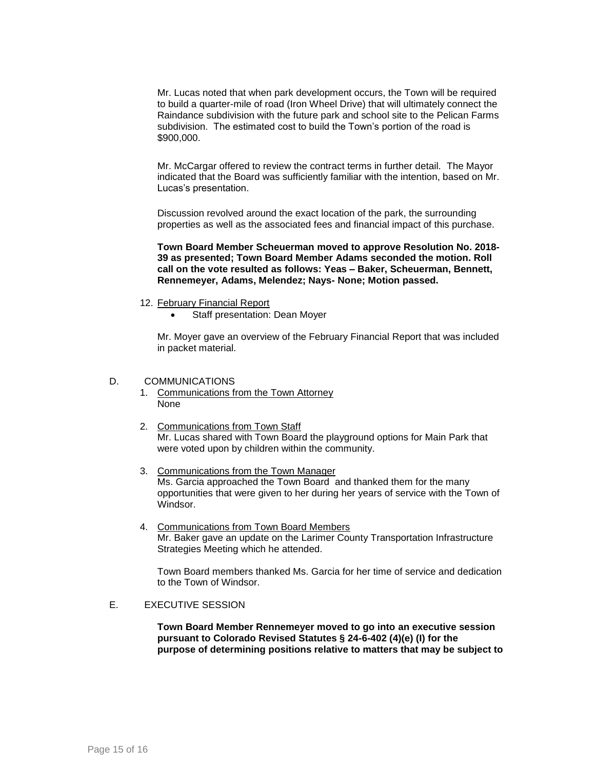Mr. Lucas noted that when park development occurs, the Town will be required to build a quarter-mile of road (Iron Wheel Drive) that will ultimately connect the Raindance subdivision with the future park and school site to the Pelican Farms subdivision. The estimated cost to build the Town's portion of the road is $900,000.

Mr. McCargar offered to review the contract terms in further detail. The Mayor indicated that the Board was sufficiently familiar with the intention, based on Mr. Lucas's presentation.

Discussion revolved around the exact location of the park, the surrounding properties as well as the associated fees and financial impact of this purchase.

**Town Board Member Scheuerman moved to approve Resolution No. 2018-39 as presented; Town Board Member Adams seconded the motion. Roll call on the vote resulted as follows: Yeas – Baker, Scheuerman, Bennett, Rennemeyer, Adams, Melendez; Nays- None; Motion passed.**

12. February Financial Report
    - Staff presentation: Dean Moyer

    Mr. Moyer gave an overview of the February Financial Report that was included in packet material.

D. COMMUNICATIONS

1. Communications from the Town Attorney
   None

2. Communications from Town Staff
   Mr. Lucas shared with Town Board the playground options for Main Park that were voted upon by children within the community.

3. Communications from the Town Manager
   Ms. Garcia approached the Town Board and thanked them for the many opportunities that were given to her during her years of service with the Town of Windsor.

4. Communications from Town Board Members
   Mr. Baker gave an update on the Larimer County Transportation Infrastructure Strategies Meeting which he attended.

   Town Board members thanked Ms. Garcia for her time of service and dedication to the Town of Windsor.

E. EXECUTIVE SESSION

**Town Board Member Rennemeyer moved to go into an executive session pursuant to Colorado Revised Statutes § 24-6-402 (4)(e) (I) for the purpose of determining positions relative to matters that may be subject to**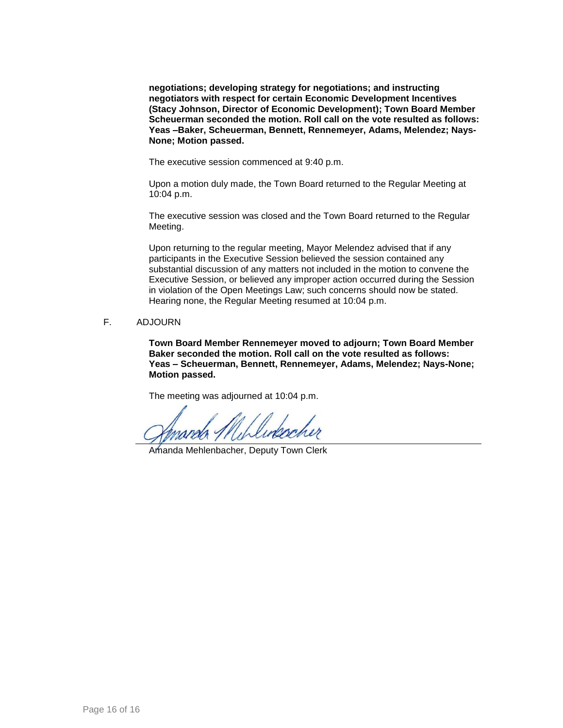**negotiations; developing strategy for negotiations; and instructing negotiators with respect for certain Economic Development Incentives (Stacy Johnson, Director of Economic Development); Town Board Member Scheuerman seconded the motion. Roll call on the vote resulted as follows: Yeas –Baker, Scheuerman, Bennett, Rennemeyer, Adams, Melendez; Nays-None; Motion passed.**

The executive session commenced at 9:40 p.m.

Upon a motion duly made, the Town Board returned to the Regular Meeting at 10:04 p.m.

The executive session was closed and the Town Board returned to the Regular Meeting.

Upon returning to the regular meeting, Mayor Melendez advised that if any participants in the Executive Session believed the session contained any substantial discussion of any matters not included in the motion to convene the Executive Session, or believed any improper action occurred during the Session in violation of the Open Meetings Law; such concerns should now be stated. Hearing none, the Regular Meeting resumed at 10:04 p.m.

F. ADJOURN

**Town Board Member Rennemeyer moved to adjourn; Town Board Member Baker seconded the motion. Roll call on the vote resulted as follows: Yeas – Scheuerman, Bennett, Rennemeyer, Adams, Melendez; Nays-None; Motion passed.**

The meeting was adjourned at 10:04 p.m.

Amanda Mehlenbacher, Deputy Town Clerk